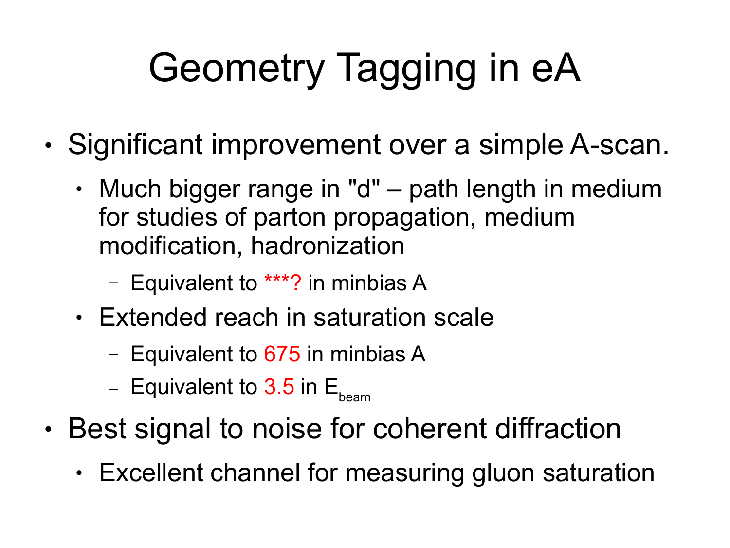# Geometry Tagging in eA

- Significant improvement over a simple A-scan.
  - Much bigger range in "d" – path length in medium for studies of parton propagation, medium modification, hadronization
    - Equivalent to ***? in minbias A
  - Extended reach in saturation scale
    - Equivalent to 675 in minbias A
    - Equivalent to 3.5 in $E_{beam}$
- Best signal to noise for coherent diffraction
  - Excellent channel for measuring gluon saturation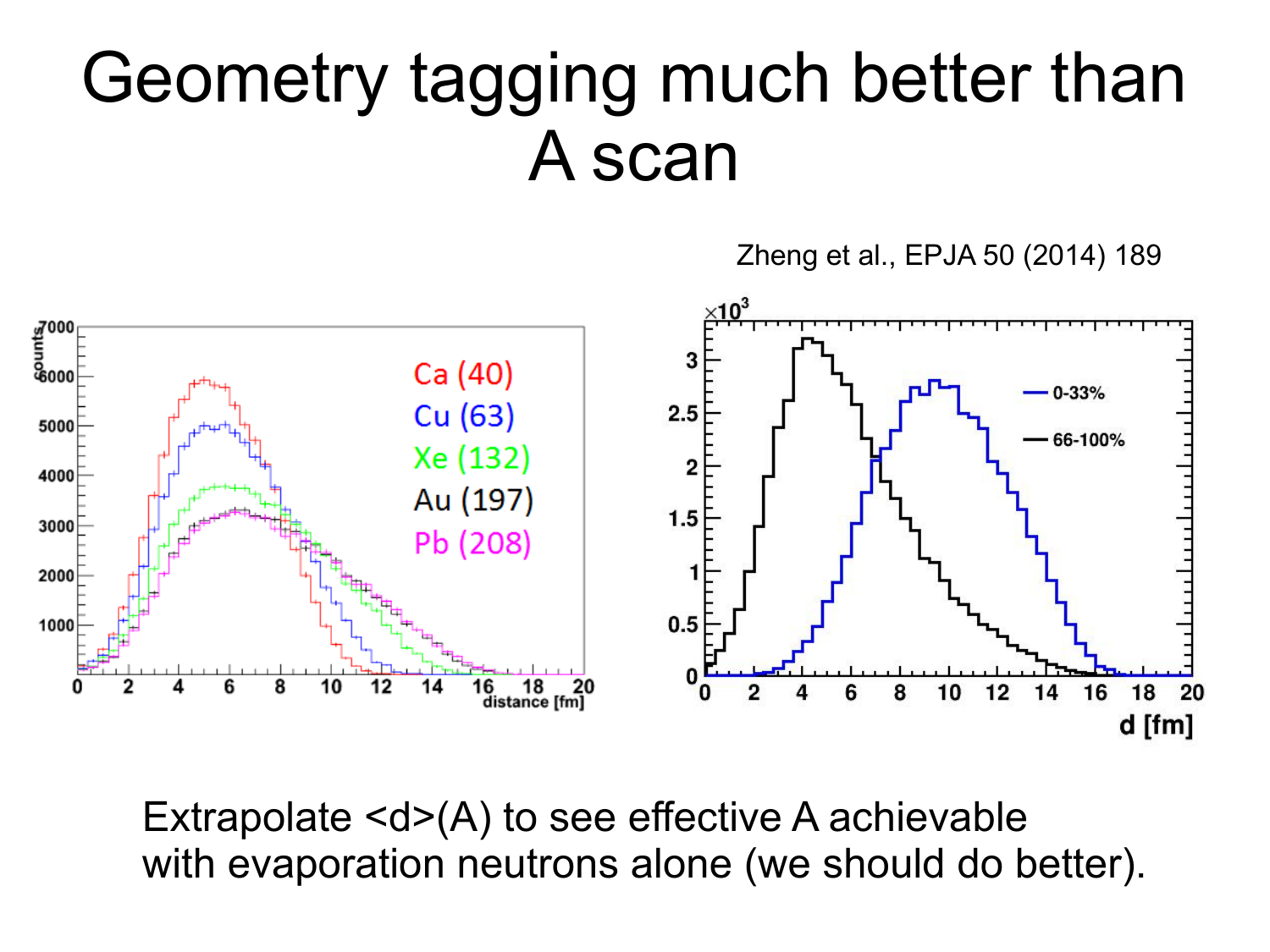# Geometry tagging much better than A scan

Zheng et al., EPJA 50 (2014) 189

Extrapolate <d>(A) to see effective A achievable with evaporation neutrons alone (we should do better).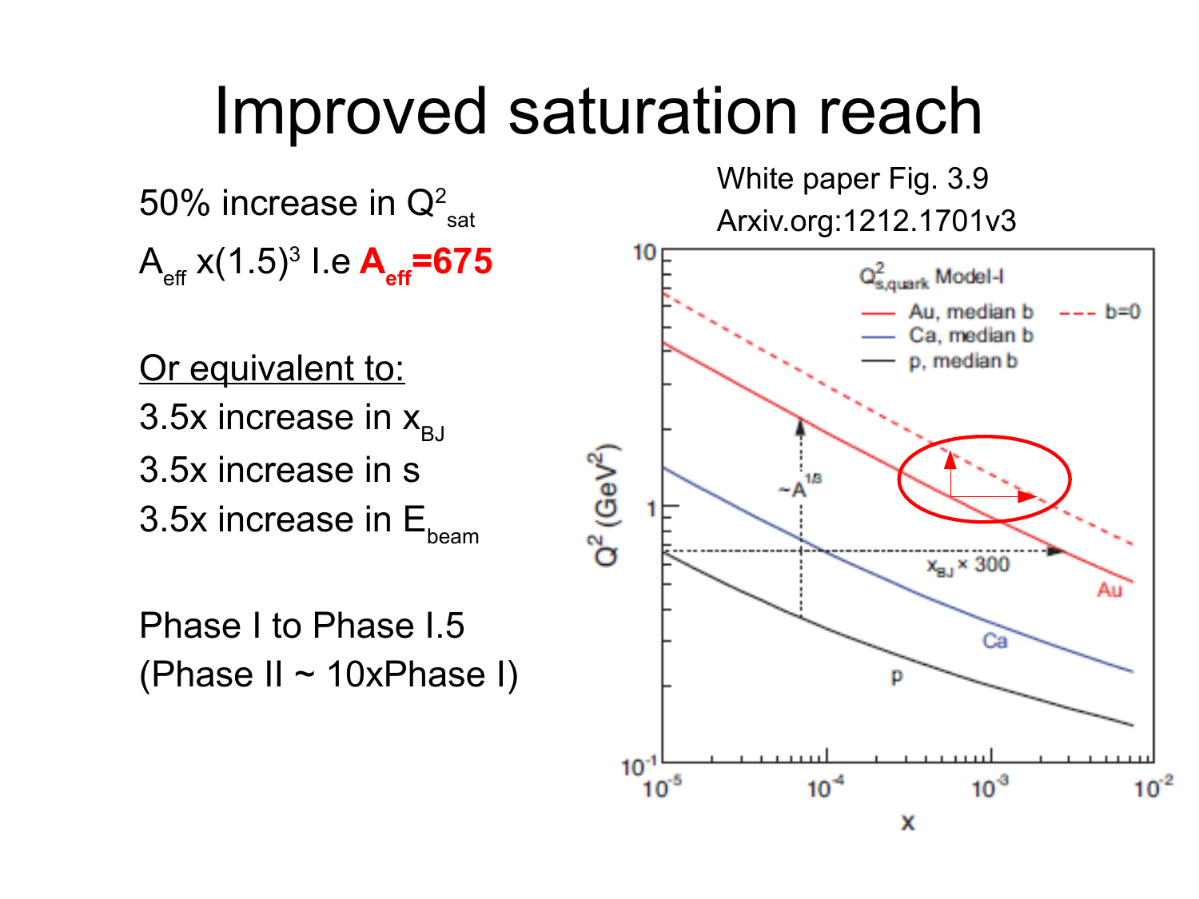# Improved saturation reach

50% increase in $Q^2_{sat}$

$A_{eff}$ x$(1.5)^3$ I.e **$A_{eff}$=675**

Or equivalent to:

3.5x increase in $x_{BJ}$

3.5x increase in s

3.5x increase in $E_{beam}$

Phase I to Phase I.5

(Phase II ~ 10xPhase I)

White paper Fig. 3.9

Arxiv.org:1212.1701v3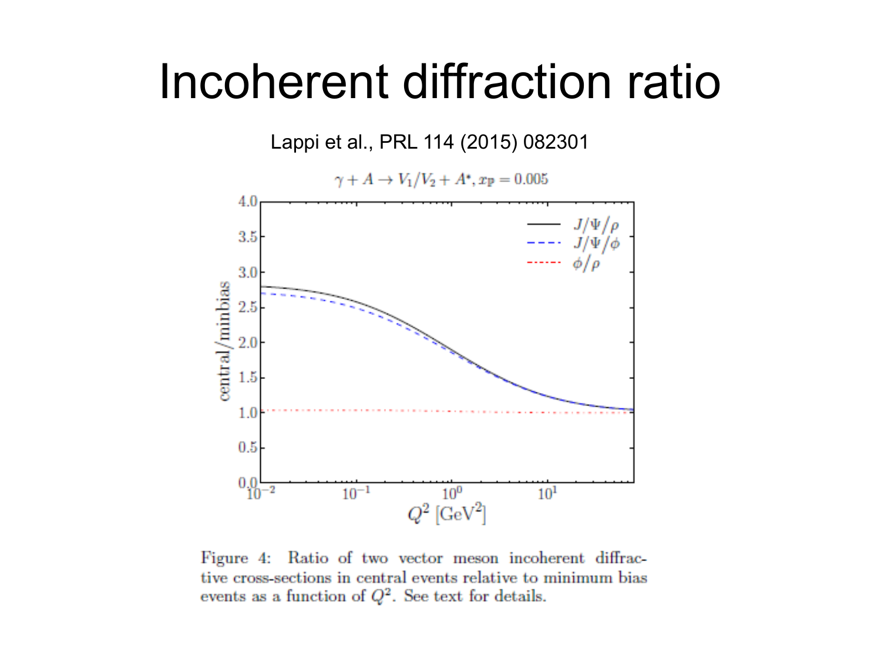# Incoherent diffraction ratio

Lappi et al., PRL 114 (2015) 082301

$\gamma + A \rightarrow V_1/V_2 + A^*, x_{\mathbb{P}} = 0.005$

Figure 4: Ratio of two vector meson incoherent diffractive cross-sections in central events relative to minimum bias events as a function of $Q^2$. See text for details.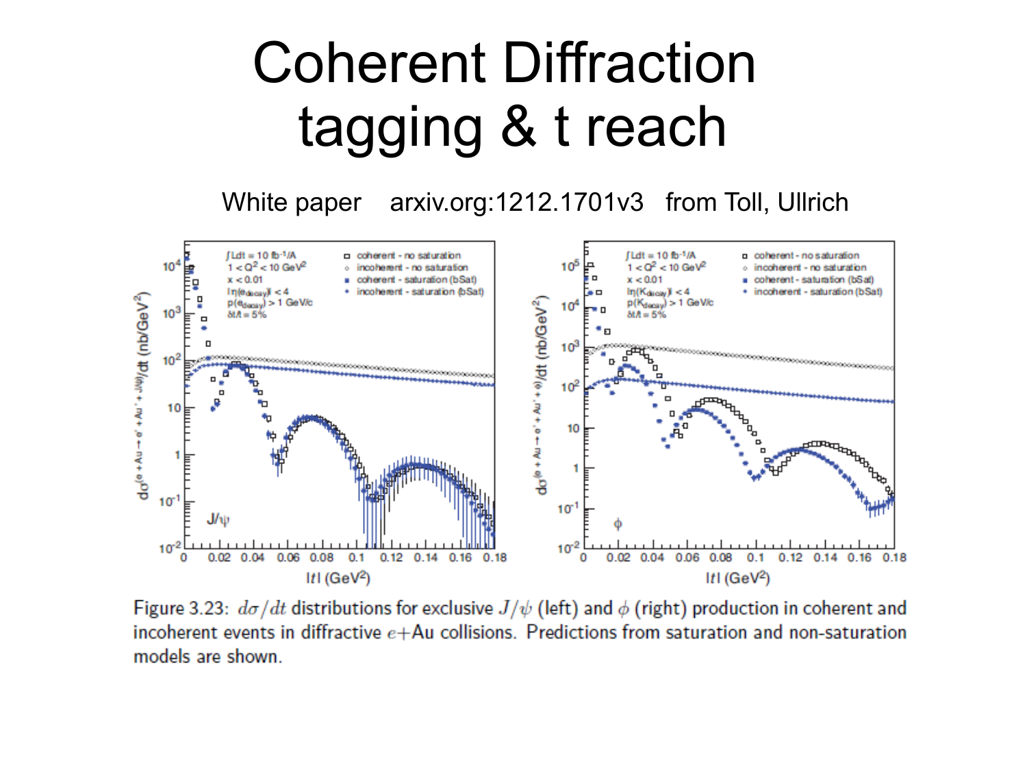# Coherent Diffraction tagging & t reach

White paper arxiv.org:1212.1701v3 from Toll, Ullrich

Figure 3.23: $d\sigma/dt$ distributions for exclusive $J/\psi$ (left) and $\phi$ (right) production in coherent and incoherent events in diffractive $e$+Au collisions. Predictions from saturation and non-saturation models are shown.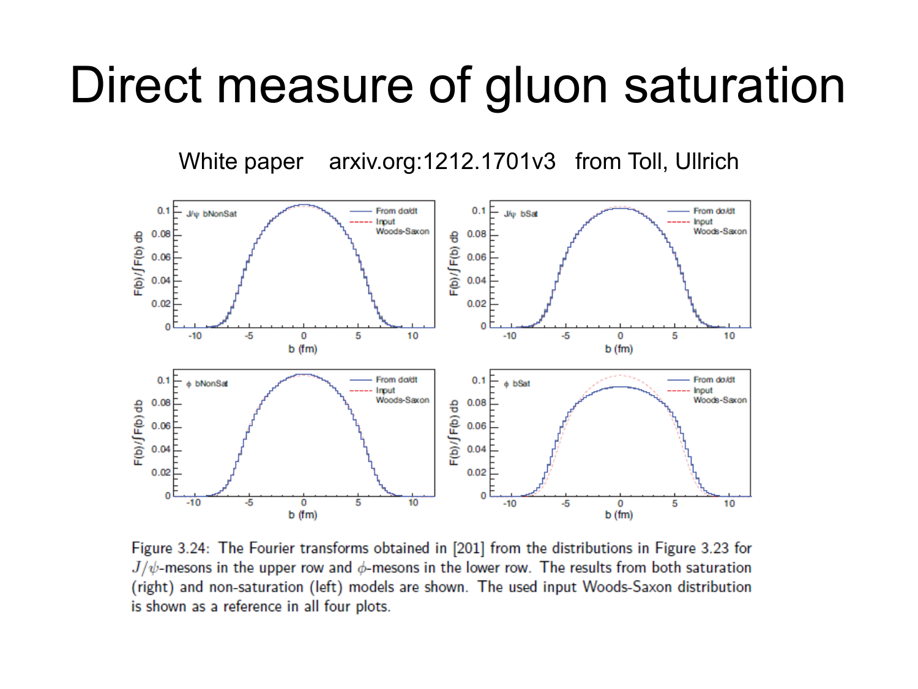# Direct measure of gluon saturation

White paper arxiv.org:1212.1701v3 from Toll, Ullrich

Figure 3.24: The Fourier transforms obtained in [201] from the distributions in Figure 3.23 for $J/\psi$-mesons in the upper row and $\phi$-mesons in the lower row. The results from both saturation (right) and non-saturation (left) models are shown. The used input Woods-Saxon distribution is shown as a reference in all four plots.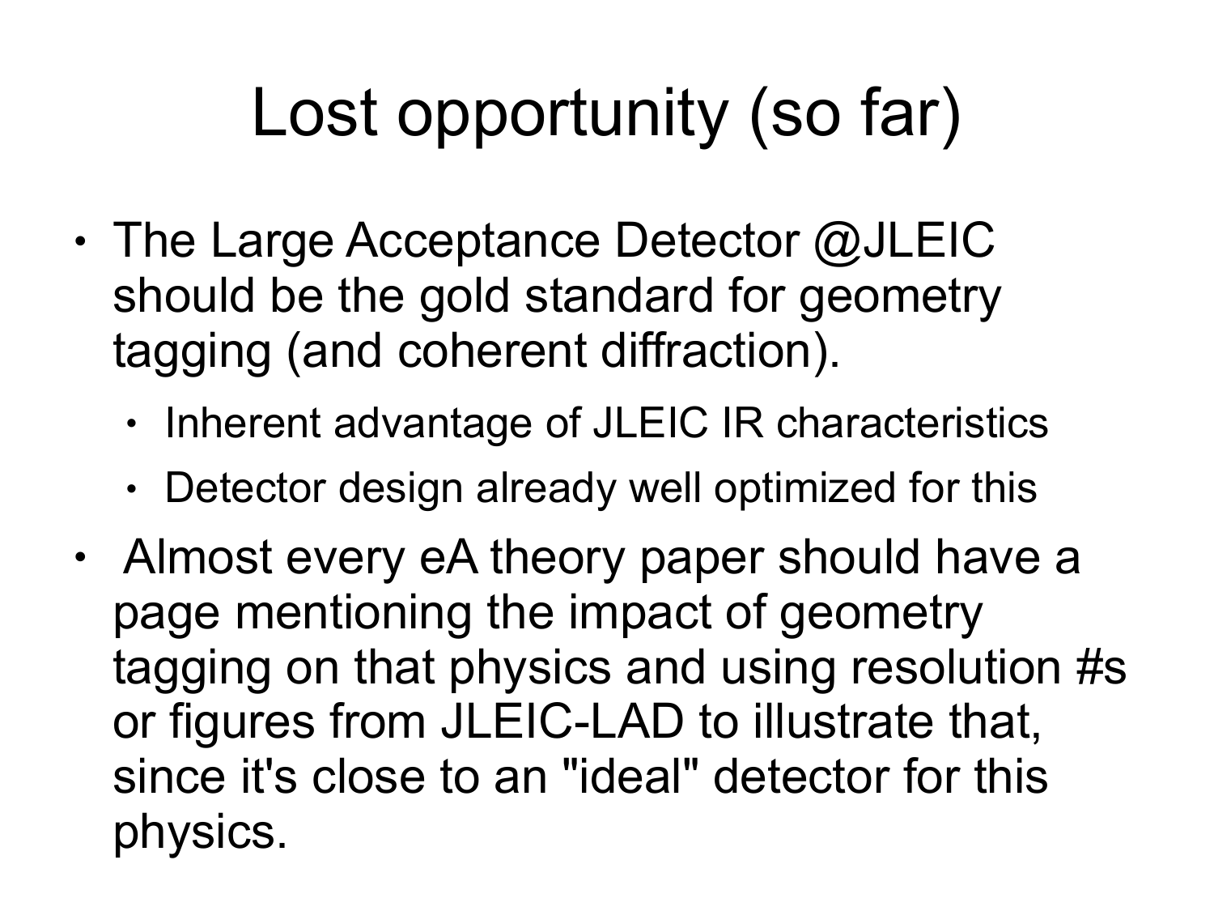# Lost opportunity (so far)

- The Large Acceptance Detector @JLEIC should be the gold standard for geometry tagging (and coherent diffraction).
  - Inherent advantage of JLEIC IR characteristics
  - Detector design already well optimized for this
- Almost every eA theory paper should have a page mentioning the impact of geometry tagging on that physics and using resolution #s or figures from JLEIC-LAD to illustrate that, since it's close to an "ideal" detector for this physics.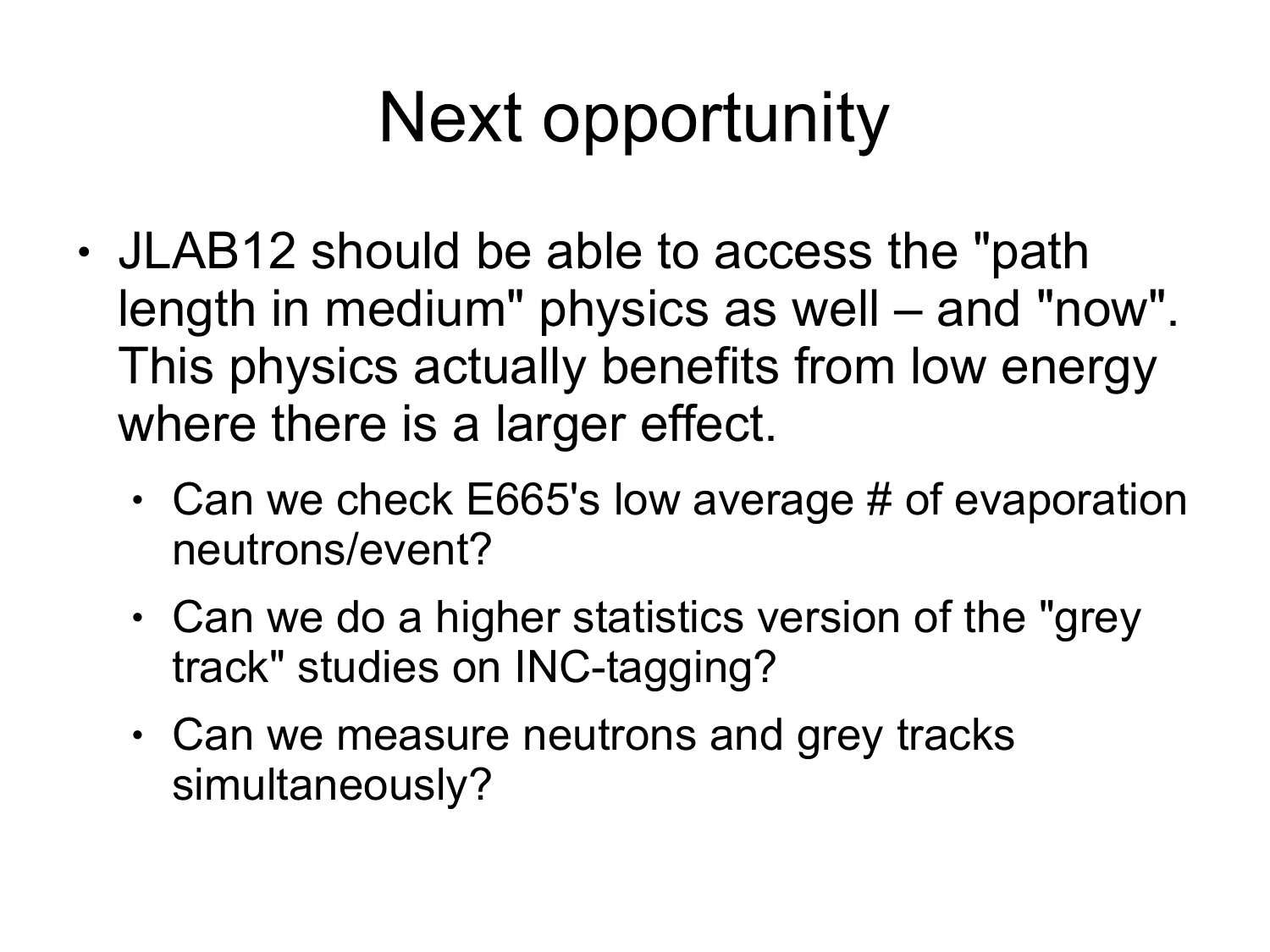# Next opportunity

- JLAB12 should be able to access the "path length in medium" physics as well – and "now". This physics actually benefits from low energy where there is a larger effect.
  - Can we check E665's low average # of evaporation neutrons/event?
  - Can we do a higher statistics version of the "grey track" studies on INC-tagging?
  - Can we measure neutrons and grey tracks simultaneously?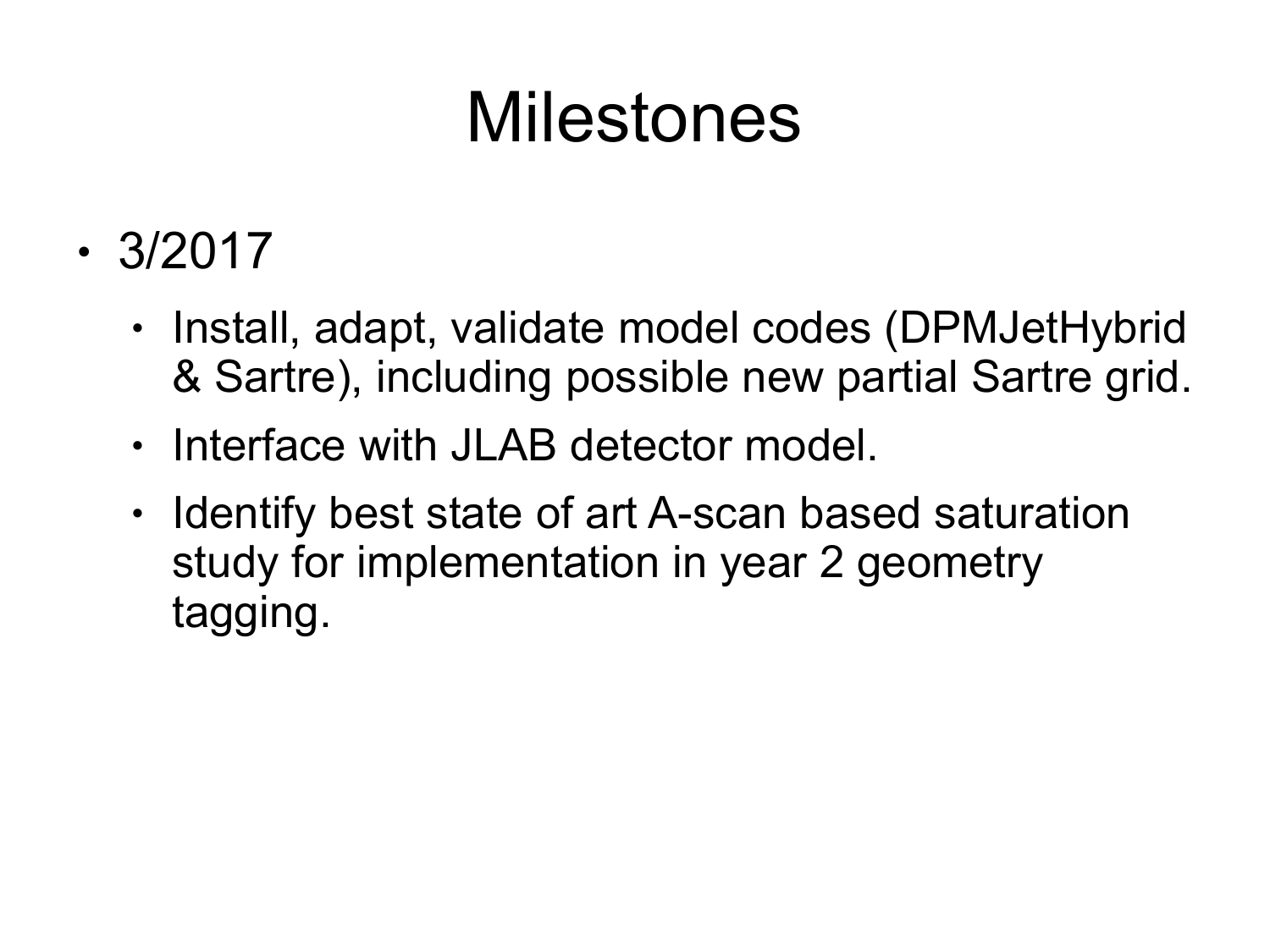# Milestones

- 3/2017
  - Install, adapt, validate model codes (DPMJetHybrid & Sartre), including possible new partial Sartre grid.
  - Interface with JLAB detector model.
  - Identify best state of art A-scan based saturation study for implementation in year 2 geometry tagging.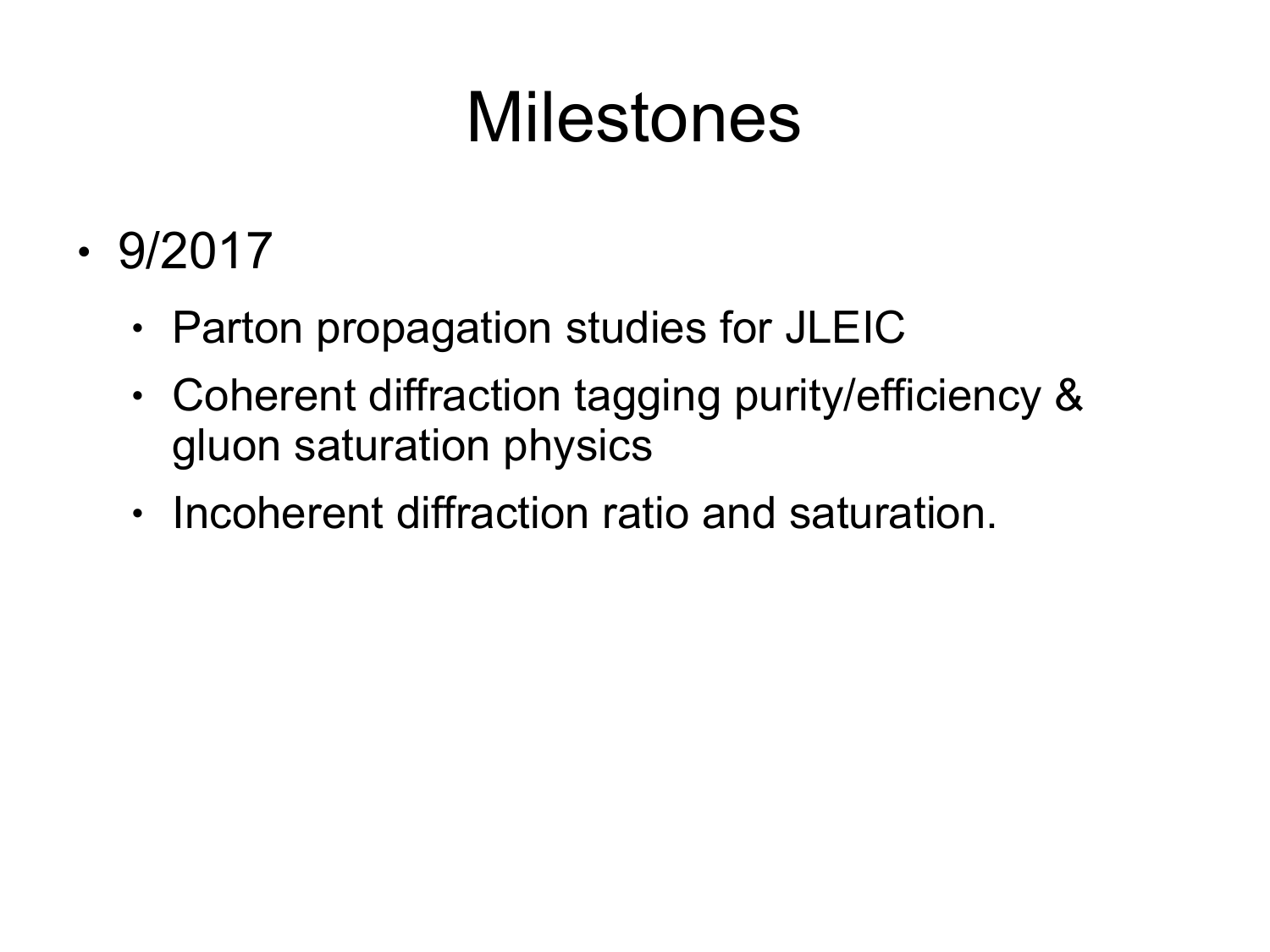# Milestones

- 9/2017
  - Parton propagation studies for JLEIC
  - Coherent diffraction tagging purity/efficiency & gluon saturation physics
  - Incoherent diffraction ratio and saturation.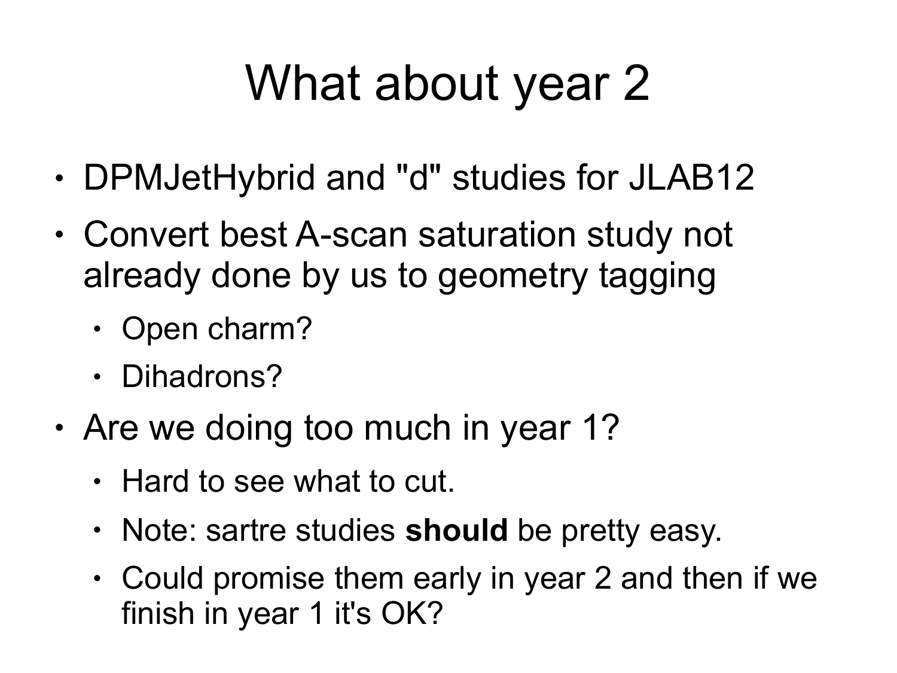# What about year 2

- DPMJetHybrid and "d" studies for JLAB12
- Convert best A-scan saturation study not already done by us to geometry tagging
  - Open charm?
  - Dihadrons?
- Are we doing too much in year 1?
  - Hard to see what to cut.
  - Note: sartre studies **should** be pretty easy.
  - Could promise them early in year 2 and then if we finish in year 1 it's OK?